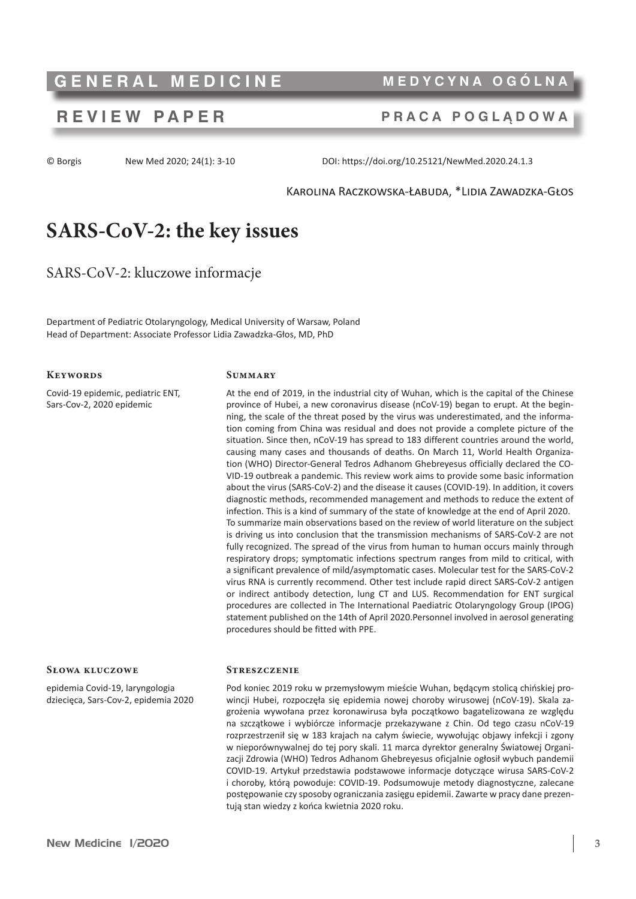GENERAL MEDICINE — MEDYCYNA OGÓLNA

REVIEW PAPER — PRACA POGLĄDOWA

© Borgis New Med 2020; 24(1): 3-10 DOI: https://doi.org/10.25121/NewMed.2020.24.1.3

Karolina Raczkowska-Łabuda, *Lidia Zawadzka-Głos

# SARS-CoV-2: the key issues

## SARS-CoV-2: kluczowe informacje

Department of Pediatric Otolaryngology, Medical University of Warsaw, Poland
Head of Department: Associate Professor Lidia Zawadzka-Głos, MD, PhD

### Keywords

Covid-19 epidemic, pediatric ENT, Sars-Cov-2, 2020 epidemic

### Summary

At the end of 2019, in the industrial city of Wuhan, which is the capital of the Chinese province of Hubei, a new coronavirus disease (nCoV-19) began to erupt. At the beginning, the scale of the threat posed by the virus was underestimated, and the information coming from China was residual and does not provide a complete picture of the situation. Since then, nCoV-19 has spread to 183 different countries around the world, causing many cases and thousands of deaths. On March 11, World Health Organization (WHO) Director-General Tedros Adhanom Ghebreyesus officially declared the COVID-19 outbreak a pandemic. This review work aims to provide some basic information about the virus (SARS-CoV-2) and the disease it causes (COVID-19). In addition, it covers diagnostic methods, recommended management and methods to reduce the extent of infection. This is a kind of summary of the state of knowledge at the end of April 2020.
To summarize main observations based on the review of world literature on the subject is driving us into conclusion that the transmission mechanisms of SARS-CoV-2 are not fully recognized. The spread of the virus from human to human occurs mainly through respiratory drops; symptomatic infections spectrum ranges from mild to critical, with a significant prevalence of mild/asymptomatic cases. Molecular test for the SARS-CoV-2 virus RNA is currently recommend. Other test include rapid direct SARS-CoV-2 antigen or indirect antibody detection, lung CT and LUS. Recommendation for ENT surgical procedures are collected in The International Paediatric Otolaryngology Group (IPOG) statement published on the 14th of April 2020.Personnel involved in aerosol generating procedures should be fitted with PPE.

### Słowa kluczowe

epidemia Covid-19, laryngologia dziecięca, Sars-Cov-2, epidemia 2020

### Streszczenie

Pod koniec 2019 roku w przemysłowym mieście Wuhan, będącym stolicą chińskiej prowincji Hubei, rozpoczęła się epidemia nowej choroby wirusowej (nCoV-19). Skala zagrożenia wywołana przez koronawirusa była początkowo bagatelizowana ze względu na szczątkowe i wybiórcze informacje przekazywane z Chin. Od tego czasu nCoV-19 rozprzestrzenił się w 183 krajach na całym świecie, wywołując objawy infekcji i zgony w nieporównywalnej do tej pory skali. 11 marca dyrektor generalny Światowej Organizacji Zdrowia (WHO) Tedros Adhanom Ghebreyesus oficjalnie ogłosił wybuch pandemii COVID-19. Artykuł przedstawia podstawowe informacje dotyczące wirusa SARS-CoV-2 i choroby, którą powoduje: COVID-19. Podsumowuje metody diagnostyczne, zalecane postępowanie czy sposoby ograniczania zasięgu epidemii. Zawarte w pracy dane prezentują stan wiedzy z końca kwietnia 2020 roku.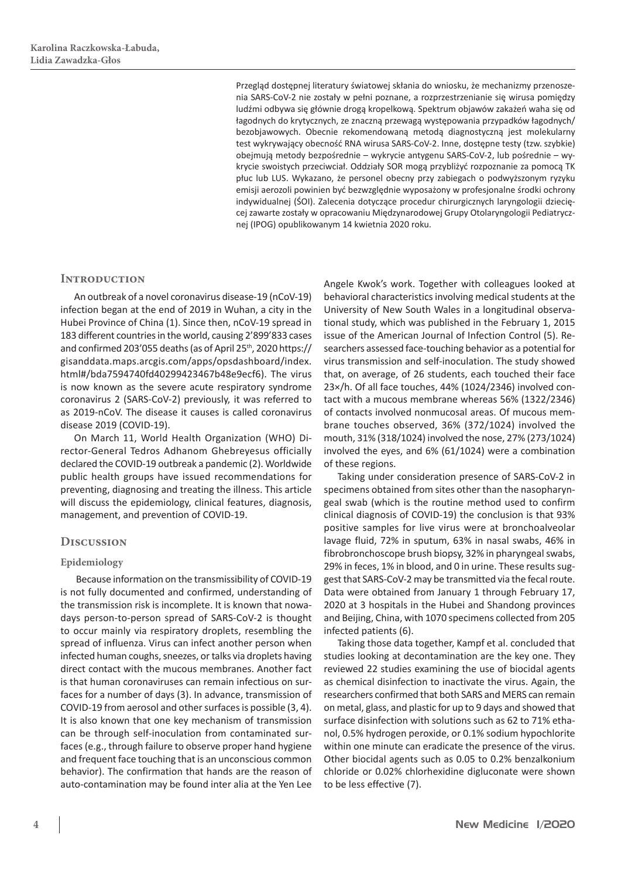Przegląd dostępnej literatury światowej skłania do wniosku, że mechanizmy przenoszenia SARS-CoV-2 nie zostały w pełni poznane, a rozprzestrzenianie się wirusa pomiędzy ludźmi odbywa się głównie drogą kropelkową. Spektrum objawów zakażeń waha się od łagodnych do krytycznych, ze znaczną przewagą występowania przypadków łagodnych/bezobjawowych. Obecnie rekomendowaną metodą diagnostyczną jest molekularny test wykrywający obecność RNA wirusa SARS-CoV-2. Inne, dostępne testy (tzw. szybkie) obejmują metody bezpośrednie – wykrycie antygenu SARS-CoV-2, lub pośrednie – wykrycie swoistych przeciwciał. Oddziały SOR mogą przybliżyć rozpoznanie za pomocą TK płuc lub LUS. Wykazano, że personel obecny przy zabiegach o podwyższonym ryzyku emisji aerozoli powinien być bezwzględnie wyposażony w profesjonalne środki ochrony indywidualnej (ŚOI). Zalecenia dotyczące procedur chirurgicznych laryngologii dziecięcej zawarte zostały w opracowaniu Międzynarodowej Grupy Otolaryngologii Pediatrycznej (IPOG) opublikowanym 14 kwietnia 2020 roku.

## Introduction

An outbreak of a novel coronavirus disease-19 (nCoV-19) infection began at the end of 2019 in Wuhan, a city in the Hubei Province of China (1). Since then, nCoV-19 spread in 183 different countries in the world, causing 2'899'833 cases and confirmed 203'055 deaths (as of April 25th, 2020 https://gisanddata.maps.arcgis.com/apps/opsdashboard/index.html#/bda7594740fd40299423467b48e9ecf6). The virus is now known as the severe acute respiratory syndrome coronavirus 2 (SARS-CoV-2) previously, it was referred to as 2019-nCoV. The disease it causes is called coronavirus disease 2019 (COVID-19).

On March 11, World Health Organization (WHO) Director-General Tedros Adhanom Ghebreyesus officially declared the COVID-19 outbreak a pandemic (2). Worldwide public health groups have issued recommendations for preventing, diagnosing and treating the illness. This article will discuss the epidemiology, clinical features, diagnosis, management, and prevention of COVID-19.

## Discussion

### Epidemiology

Because information on the transmissibility of COVID-19 is not fully documented and confirmed, understanding of the transmission risk is incomplete. It is known that nowadays person-to-person spread of SARS-CoV-2 is thought to occur mainly via respiratory droplets, resembling the spread of influenza. Virus can infect another person when infected human coughs, sneezes, or talks via droplets having direct contact with the mucous membranes. Another fact is that human coronaviruses can remain infectious on surfaces for a number of days (3). In advance, transmission of COVID-19 from aerosol and other surfaces is possible (3, 4). It is also known that one key mechanism of transmission can be through self-inoculation from contaminated surfaces (e.g., through failure to observe proper hand hygiene and frequent face touching that is an unconscious common behavior). The confirmation that hands are the reason of auto-contamination may be found inter alia at the Yen Lee Angele Kwok's work. Together with colleagues looked at behavioral characteristics involving medical students at the University of New South Wales in a longitudinal observational study, which was published in the February 1, 2015 issue of the American Journal of Infection Control (5). Researchers assessed face-touching behavior as a potential for virus transmission and self-inoculation. The study showed that, on average, of 26 students, each touched their face 23×/h. Of all face touches, 44% (1024/2346) involved contact with a mucous membrane whereas 56% (1322/2346) of contacts involved nonmucosal areas. Of mucous membrane touches observed, 36% (372/1024) involved the mouth, 31% (318/1024) involved the nose, 27% (273/1024) involved the eyes, and 6% (61/1024) were a combination of these regions.

Taking under consideration presence of SARS-CoV-2 in specimens obtained from sites other than the nasopharyngeal swab (which is the routine method used to confirm clinical diagnosis of COVID-19) the conclusion is that 93% positive samples for live virus were at bronchoalveolar lavage fluid, 72% in sputum, 63% in nasal swabs, 46% in fibrobronchoscope brush biopsy, 32% in pharyngeal swabs, 29% in feces, 1% in blood, and 0 in urine. These results suggest that SARS-CoV-2 may be transmitted via the fecal route. Data were obtained from January 1 through February 17, 2020 at 3 hospitals in the Hubei and Shandong provinces and Beijing, China, with 1070 specimens collected from 205 infected patients (6).

Taking those data together, Kampf et al. concluded that studies looking at decontamination are the key one. They reviewed 22 studies examining the use of biocidal agents as chemical disinfection to inactivate the virus. Again, the researchers confirmed that both SARS and MERS can remain on metal, glass, and plastic for up to 9 days and showed that surface disinfection with solutions such as 62 to 71% ethanol, 0.5% hydrogen peroxide, or 0.1% sodium hypochlorite within one minute can eradicate the presence of the virus. Other biocidal agents such as 0.05 to 0.2% benzalkonium chloride or 0.02% chlorhexidine digluconate were shown to be less effective (7).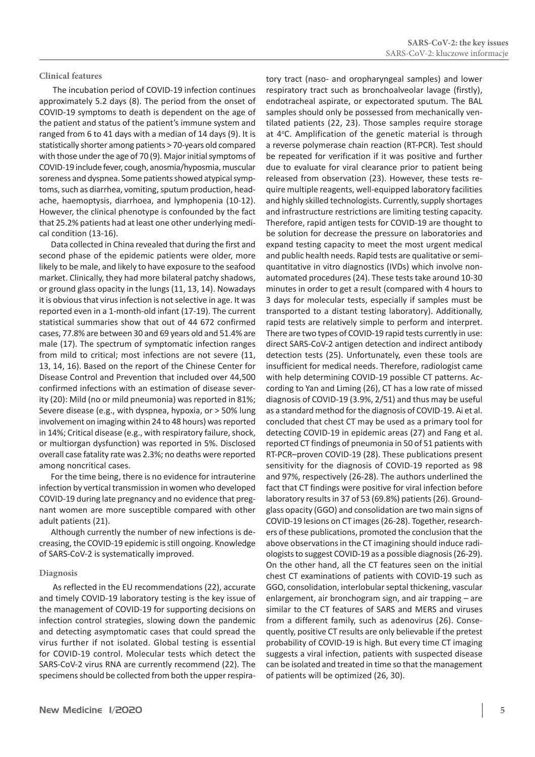### Clinical features

The incubation period of COVID-19 infection continues approximately 5.2 days (8). The period from the onset of COVID-19 symptoms to death is dependent on the age of the patient and status of the patient's immune system and ranged from 6 to 41 days with a median of 14 days (9). It is statistically shorter among patients > 70-years old compared with those under the age of 70 (9). Major initial symptoms of COVID-19 include fever, cough, anosmia/hyposmia, muscular soreness and dyspnea. Some patients showed atypical symptoms, such as diarrhea, vomiting, sputum production, headache, haemoptysis, diarrhoea, and lymphopenia (10-12). However, the clinical phenotype is confounded by the fact that 25.2% patients had at least one other underlying medical condition (13-16).

Data collected in China revealed that during the first and second phase of the epidemic patients were older, more likely to be male, and likely to have exposure to the seafood market. Clinically, they had more bilateral patchy shadows, or ground glass opacity in the lungs (11, 13, 14). Nowadays it is obvious that virus infection is not selective in age. It was reported even in a 1-month-old infant (17-19). The current statistical summaries show that out of 44 672 confirmed cases, 77.8% are between 30 and 69 years old and 51.4% are male (17). The spectrum of symptomatic infection ranges from mild to critical; most infections are not severe (11, 13, 14, 16). Based on the report of the Chinese Center for Disease Control and Prevention that included over 44,500 confirmed infections with an estimation of disease severity (20): Mild (no or mild pneumonia) was reported in 81%; Severe disease (e.g., with dyspnea, hypoxia, or > 50% lung involvement on imaging within 24 to 48 hours) was reported in 14%; Critical disease (e.g., with respiratory failure, shock, or multiorgan dysfunction) was reported in 5%. Disclosed overall case fatality rate was 2.3%; no deaths were reported among noncritical cases.

For the time being, there is no evidence for intrauterine infection by vertical transmission in women who developed COVID-19 during late pregnancy and no evidence that pregnant women are more susceptible compared with other adult patients (21).

Although currently the number of new infections is decreasing, the COVID-19 epidemic is still ongoing. Knowledge of SARS-CoV-2 is systematically improved.

### Diagnosis

As reflected in the EU recommendations (22), accurate and timely COVID-19 laboratory testing is the key issue of the management of COVID-19 for supporting decisions on infection control strategies, slowing down the pandemic and detecting asymptomatic cases that could spread the virus further if not isolated. Global testing is essential for COVID-19 control. Molecular tests which detect the SARS-CoV-2 virus RNA are currently recommend (22). The specimens should be collected from both the upper respiratory tract (naso- and oropharyngeal samples) and lower respiratory tract such as bronchoalveolar lavage (firstly), endotracheal aspirate, or expectorated sputum. The BAL samples should only be possessed from mechanically ventilated patients (22, 23). Those samples require storage at 4°C. Amplification of the genetic material is through a reverse polymerase chain reaction (RT-PCR). Test should be repeated for verification if it was positive and further due to evaluate for viral clearance prior to patient being released from observation (23). However, these tests require multiple reagents, well-equipped laboratory facilities and highly skilled technologists. Currently, supply shortages and infrastructure restrictions are limiting testing capacity. Therefore, rapid antigen tests for COVID-19 are thought to be solution for decrease the pressure on laboratories and expand testing capacity to meet the most urgent medical and public health needs. Rapid tests are qualitative or semi-quantitative in vitro diagnostics (IVDs) which involve non-automated procedures (24). These tests take around 10-30 minutes in order to get a result (compared with 4 hours to 3 days for molecular tests, especially if samples must be transported to a distant testing laboratory). Additionally, rapid tests are relatively simple to perform and interpret. There are two types of COVID-19 rapid tests currently in use: direct SARS-CoV-2 antigen detection and indirect antibody detection tests (25). Unfortunately, even these tools are insufficient for medical needs. Therefore, radiologist came with help determining COVID-19 possible CT patterns. According to Yan and Liming (26), CT has a low rate of missed diagnosis of COVID-19 (3.9%, 2/51) and thus may be useful as a standard method for the diagnosis of COVID-19. Ai et al. concluded that chest CT may be used as a primary tool for detecting COVID-19 in epidemic areas (27) and Fang et al. reported CT findings of pneumonia in 50 of 51 patients with RT-PCR–proven COVID-19 (28). These publications present sensitivity for the diagnosis of COVID-19 reported as 98 and 97%, respectively (26-28). The authors underlined the fact that CT findings were positive for viral infection before laboratory results in 37 of 53 (69.8%) patients (26). Ground-glass opacity (GGO) and consolidation are two main signs of COVID-19 lesions on CT images (26-28). Together, researchers of these publications, promoted the conclusion that the above observations in the CT imagining should induce radiologists to suggest COVID-19 as a possible diagnosis (26-29). On the other hand, all the CT features seen on the initial chest CT examinations of patients with COVID-19 such as GGO, consolidation, interlobular septal thickening, vascular enlargement, air bronchogram sign, and air trapping – are similar to the CT features of SARS and MERS and viruses from a different family, such as adenovirus (26). Consequently, positive CT results are only believable if the pretest probability of COVID-19 is high. But every time CT imaging suggests a viral infection, patients with suspected disease can be isolated and treated in time so that the management of patients will be optimized (26, 30).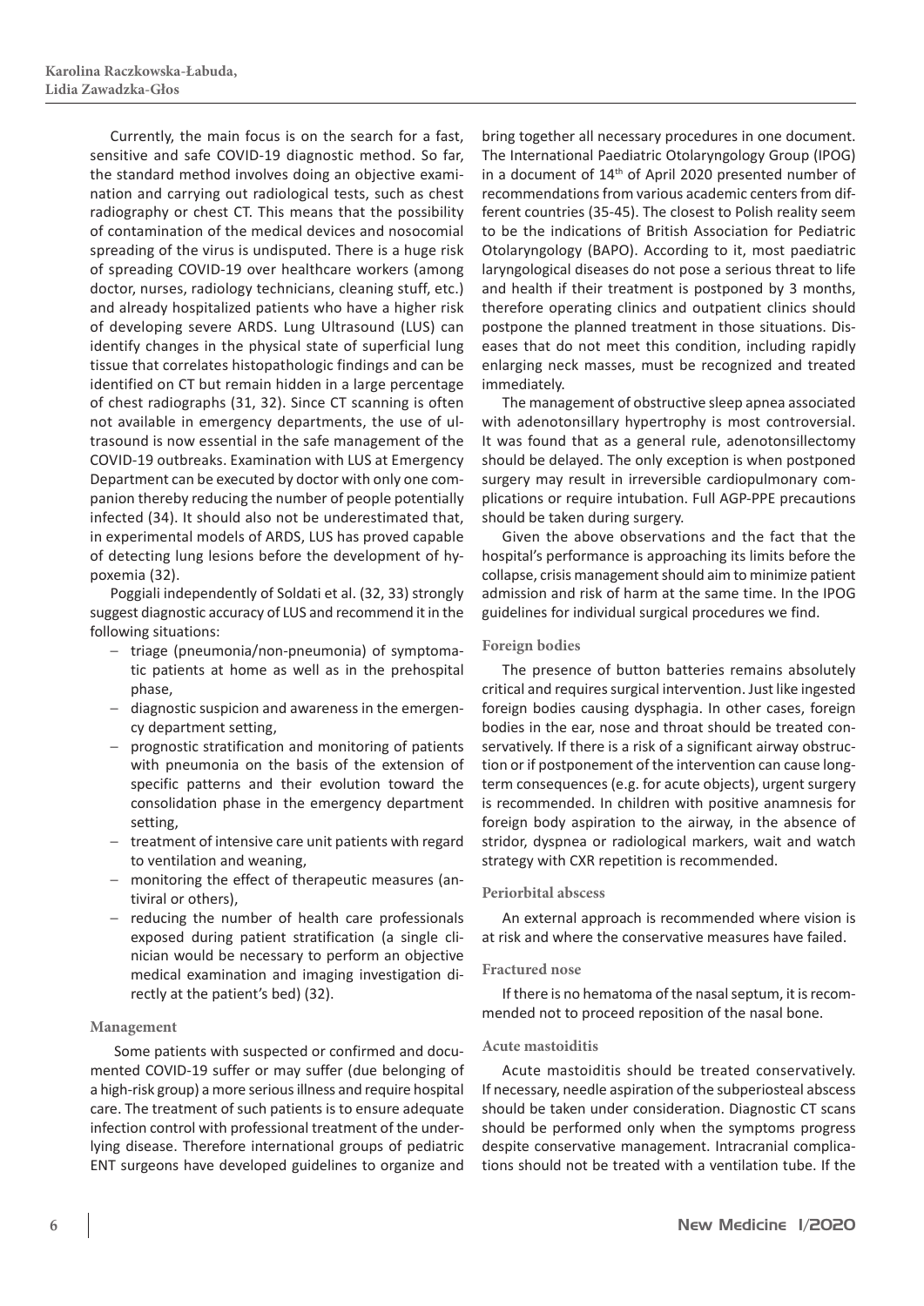Currently, the main focus is on the search for a fast, sensitive and safe COVID-19 diagnostic method. So far, the standard method involves doing an objective examination and carrying out radiological tests, such as chest radiography or chest CT. This means that the possibility of contamination of the medical devices and nosocomial spreading of the virus is undisputed. There is a huge risk of spreading COVID-19 over healthcare workers (among doctor, nurses, radiology technicians, cleaning stuff, etc.) and already hospitalized patients who have a higher risk of developing severe ARDS. Lung Ultrasound (LUS) can identify changes in the physical state of superficial lung tissue that correlates histopathologic findings and can be identified on CT but remain hidden in a large percentage of chest radiographs (31, 32). Since CT scanning is often not available in emergency departments, the use of ultrasound is now essential in the safe management of the COVID-19 outbreaks. Examination with LUS at Emergency Department can be executed by doctor with only one companion thereby reducing the number of people potentially infected (34). It should also not be underestimated that, in experimental models of ARDS, LUS has proved capable of detecting lung lesions before the development of hypoxemia (32).

Poggiali independently of Soldati et al. (32, 33) strongly suggest diagnostic accuracy of LUS and recommend it in the following situations:

- triage (pneumonia/non-pneumonia) of symptomatic patients at home as well as in the prehospital phase,
- diagnostic suspicion and awareness in the emergency department setting,
- prognostic stratification and monitoring of patients with pneumonia on the basis of the extension of specific patterns and their evolution toward the consolidation phase in the emergency department setting,
- treatment of intensive care unit patients with regard to ventilation and weaning,
- monitoring the effect of therapeutic measures (antiviral or others),
- reducing the number of health care professionals exposed during patient stratification (a single clinician would be necessary to perform an objective medical examination and imaging investigation directly at the patient's bed) (32).

### Management

Some patients with suspected or confirmed and documented COVID-19 suffer or may suffer (due belonging of a high-risk group) a more serious illness and require hospital care. The treatment of such patients is to ensure adequate infection control with professional treatment of the underlying disease. Therefore international groups of pediatric ENT surgeons have developed guidelines to organize and bring together all necessary procedures in one document. The International Paediatric Otolaryngology Group (IPOG) in a document of 14th of April 2020 presented number of recommendations from various academic centers from different countries (35-45). The closest to Polish reality seem to be the indications of British Association for Pediatric Otolaryngology (BAPO). According to it, most paediatric laryngological diseases do not pose a serious threat to life and health if their treatment is postponed by 3 months, therefore operating clinics and outpatient clinics should postpone the planned treatment in those situations. Diseases that do not meet this condition, including rapidly enlarging neck masses, must be recognized and treated immediately.

The management of obstructive sleep apnea associated with adenotonsillary hypertrophy is most controversial. It was found that as a general rule, adenotonsillectomy should be delayed. The only exception is when postponed surgery may result in irreversible cardiopulmonary complications or require intubation. Full AGP-PPE precautions should be taken during surgery.

Given the above observations and the fact that the hospital's performance is approaching its limits before the collapse, crisis management should aim to minimize patient admission and risk of harm at the same time. In the IPOG guidelines for individual surgical procedures we find.

### Foreign bodies

The presence of button batteries remains absolutely critical and requires surgical intervention. Just like ingested foreign bodies causing dysphagia. In other cases, foreign bodies in the ear, nose and throat should be treated conservatively. If there is a risk of a significant airway obstruction or if postponement of the intervention can cause long-term consequences (e.g. for acute objects), urgent surgery is recommended. In children with positive anamnesis for foreign body aspiration to the airway, in the absence of stridor, dyspnea or radiological markers, wait and watch strategy with CXR repetition is recommended.

### Periorbital abscess

An external approach is recommended where vision is at risk and where the conservative measures have failed.

### Fractured nose

If there is no hematoma of the nasal septum, it is recommended not to proceed reposition of the nasal bone.

### Acute mastoiditis

Acute mastoiditis should be treated conservatively. If necessary, needle aspiration of the subperiosteal abscess should be taken under consideration. Diagnostic CT scans should be performed only when the symptoms progress despite conservative management. Intracranial complications should not be treated with a ventilation tube. If the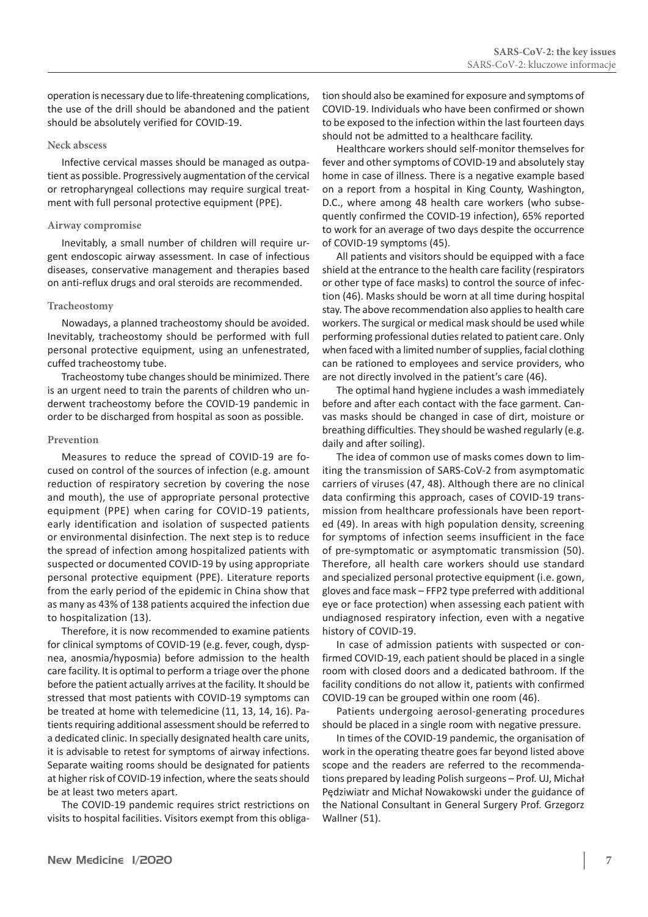operation is necessary due to life-threatening complications, the use of the drill should be abandoned and the patient should be absolutely verified for COVID-19.

### Neck abscess

Infective cervical masses should be managed as outpatient as possible. Progressively augmentation of the cervical or retropharyngeal collections may require surgical treatment with full personal protective equipment (PPE).

### Airway compromise

Inevitably, a small number of children will require urgent endoscopic airway assessment. In case of infectious diseases, conservative management and therapies based on anti-reflux drugs and oral steroids are recommended.

### Tracheostomy

Nowadays, a planned tracheostomy should be avoided. Inevitably, tracheostomy should be performed with full personal protective equipment, using an unfenestrated, cuffed tracheostomy tube.

Tracheostomy tube changes should be minimized. There is an urgent need to train the parents of children who underwent tracheostomy before the COVID-19 pandemic in order to be discharged from hospital as soon as possible.

### Prevention

Measures to reduce the spread of COVID-19 are focused on control of the sources of infection (e.g. amount reduction of respiratory secretion by covering the nose and mouth), the use of appropriate personal protective equipment (PPE) when caring for COVID-19 patients, early identification and isolation of suspected patients or environmental disinfection. The next step is to reduce the spread of infection among hospitalized patients with suspected or documented COVID-19 by using appropriate personal protective equipment (PPE). Literature reports from the early period of the epidemic in China show that as many as 43% of 138 patients acquired the infection due to hospitalization (13).

Therefore, it is now recommended to examine patients for clinical symptoms of COVID-19 (e.g. fever, cough, dyspnea, anosmia/hyposmia) before admission to the health care facility. It is optimal to perform a triage over the phone before the patient actually arrives at the facility. It should be stressed that most patients with COVID-19 symptoms can be treated at home with telemedicine (11, 13, 14, 16). Patients requiring additional assessment should be referred to a dedicated clinic. In specially designated health care units, it is advisable to retest for symptoms of airway infections. Separate waiting rooms should be designated for patients at higher risk of COVID-19 infection, where the seats should be at least two meters apart.

The COVID-19 pandemic requires strict restrictions on visits to hospital facilities. Visitors exempt from this obligation should also be examined for exposure and symptoms of COVID-19. Individuals who have been confirmed or shown to be exposed to the infection within the last fourteen days should not be admitted to a healthcare facility.

Healthcare workers should self-monitor themselves for fever and other symptoms of COVID-19 and absolutely stay home in case of illness. There is a negative example based on a report from a hospital in King County, Washington, D.C., where among 48 health care workers (who subsequently confirmed the COVID-19 infection), 65% reported to work for an average of two days despite the occurrence of COVID-19 symptoms (45).

All patients and visitors should be equipped with a face shield at the entrance to the health care facility (respirators or other type of face masks) to control the source of infection (46). Masks should be worn at all time during hospital stay. The above recommendation also applies to health care workers. The surgical or medical mask should be used while performing professional duties related to patient care. Only when faced with a limited number of supplies, facial clothing can be rationed to employees and service providers, who are not directly involved in the patient's care (46).

The optimal hand hygiene includes a wash immediately before and after each contact with the face garment. Canvas masks should be changed in case of dirt, moisture or breathing difficulties. They should be washed regularly (e.g. daily and after soiling).

The idea of common use of masks comes down to limiting the transmission of SARS-CoV-2 from asymptomatic carriers of viruses (47, 48). Although there are no clinical data confirming this approach, cases of COVID-19 transmission from healthcare professionals have been reported (49). In areas with high population density, screening for symptoms of infection seems insufficient in the face of pre-symptomatic or asymptomatic transmission (50). Therefore, all health care workers should use standard and specialized personal protective equipment (i.e. gown, gloves and face mask – FFP2 type preferred with additional eye or face protection) when assessing each patient with undiagnosed respiratory infection, even with a negative history of COVID-19.

In case of admission patients with suspected or confirmed COVID-19, each patient should be placed in a single room with closed doors and a dedicated bathroom. If the facility conditions do not allow it, patients with confirmed COVID-19 can be grouped within one room (46).

Patients undergoing aerosol-generating procedures should be placed in a single room with negative pressure.

In times of the COVID-19 pandemic, the organisation of work in the operating theatre goes far beyond listed above scope and the readers are referred to the recommendations prepared by leading Polish surgeons – Prof. UJ, Michał Pędziwiatr and Michał Nowakowski under the guidance of the National Consultant in General Surgery Prof. Grzegorz Wallner (51).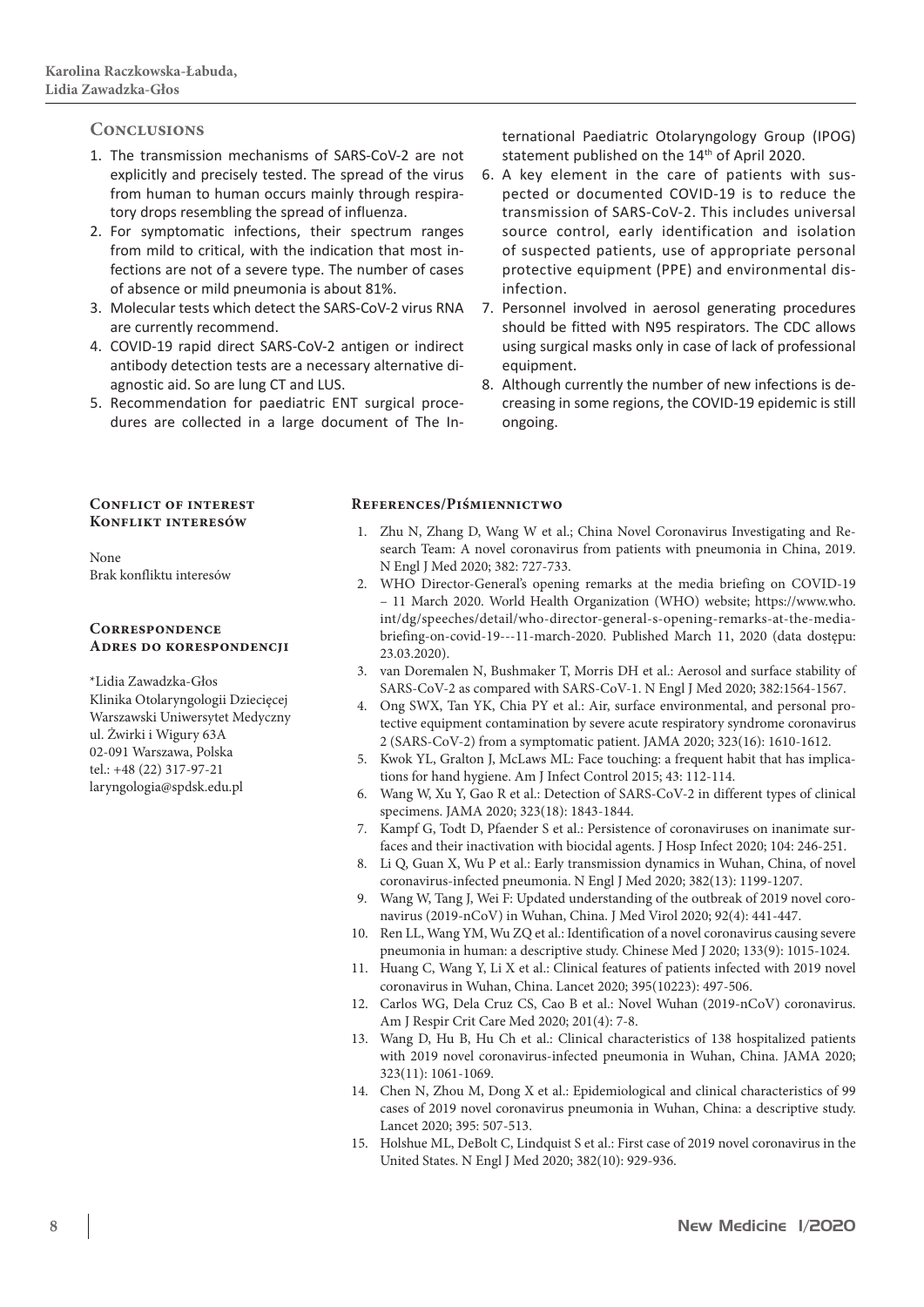## Conclusions

1. The transmission mechanisms of SARS-CoV-2 are not explicitly and precisely tested. The spread of the virus from human to human occurs mainly through respiratory drops resembling the spread of influenza.
2. For symptomatic infections, their spectrum ranges from mild to critical, with the indication that most infections are not of a severe type. The number of cases of absence or mild pneumonia is about 81%.
3. Molecular tests which detect the SARS-CoV-2 virus RNA are currently recommend.
4. COVID-19 rapid direct SARS-CoV-2 antigen or indirect antibody detection tests are a necessary alternative diagnostic aid. So are lung CT and LUS.
5. Recommendation for paediatric ENT surgical procedures are collected in a large document of The International Paediatric Otolaryngology Group (IPOG) statement published on the 14th of April 2020.
6. A key element in the care of patients with suspected or documented COVID-19 is to reduce the transmission of SARS-CoV-2. This includes universal source control, early identification and isolation of suspected patients, use of appropriate personal protective equipment (PPE) and environmental disinfection.
7. Personnel involved in aerosol generating procedures should be fitted with N95 respirators. The CDC allows using surgical masks only in case of lack of professional equipment.
8. Although currently the number of new infections is decreasing in some regions, the COVID-19 epidemic is still ongoing.

### Conflict of interest
### Konflikt interesów

None
Brak konfliktu interesów

### Correspondence
### Adres do korespondencji

*Lidia Zawadzka-Głos
Klinika Otolaryngologii Dziecięcej
Warszawski Uniwersytet Medyczny
ul. Żwirki i Wigury 63A
02-091 Warszawa, Polska
tel.: +48 (22) 317-97-21
laryngologia@spdsk.edu.pl

### References/Piśmiennictwo

1. Zhu N, Zhang D, Wang W et al.; China Novel Coronavirus Investigating and Research Team: A novel coronavirus from patients with pneumonia in China, 2019. N Engl J Med 2020; 382: 727-733.
2. WHO Director-General's opening remarks at the media briefing on COVID-19 – 11 March 2020. World Health Organization (WHO) website; https://www.who.int/dg/speeches/detail/who-director-general-s-opening-remarks-at-the-media-briefing-on-covid-19---11-march-2020. Published March 11, 2020 (data dostępu: 23.03.2020).
3. van Doremalen N, Bushmaker T, Morris DH et al.: Aerosol and surface stability of SARS-CoV-2 as compared with SARS-CoV-1. N Engl J Med 2020; 382:1564-1567.
4. Ong SWX, Tan YK, Chia PY et al.: Air, surface environmental, and personal protective equipment contamination by severe acute respiratory syndrome coronavirus 2 (SARS-CoV-2) from a symptomatic patient. JAMA 2020; 323(16): 1610-1612.
5. Kwok YL, Gralton J, McLaws ML: Face touching: a frequent habit that has implications for hand hygiene. Am J Infect Control 2015; 43: 112-114.
6. Wang W, Xu Y, Gao R et al.: Detection of SARS-CoV-2 in different types of clinical specimens. JAMA 2020; 323(18): 1843-1844.
7. Kampf G, Todt D, Pfaender S et al.: Persistence of coronaviruses on inanimate surfaces and their inactivation with biocidal agents. J Hosp Infect 2020; 104: 246-251.
8. Li Q, Guan X, Wu P et al.: Early transmission dynamics in Wuhan, China, of novel coronavirus-infected pneumonia. N Engl J Med 2020; 382(13): 1199-1207.
9. Wang W, Tang J, Wei F: Updated understanding of the outbreak of 2019 novel coronavirus (2019-nCoV) in Wuhan, China. J Med Virol 2020; 92(4): 441-447.
10. Ren LL, Wang YM, Wu ZQ et al.: Identification of a novel coronavirus causing severe pneumonia in human: a descriptive study. Chinese Med J 2020; 133(9): 1015-1024.
11. Huang C, Wang Y, Li X et al.: Clinical features of patients infected with 2019 novel coronavirus in Wuhan, China. Lancet 2020; 395(10223): 497-506.
12. Carlos WG, Dela Cruz CS, Cao B et al.: Novel Wuhan (2019-nCoV) coronavirus. Am J Respir Crit Care Med 2020; 201(4): 7-8.
13. Wang D, Hu B, Hu Ch et al.: Clinical characteristics of 138 hospitalized patients with 2019 novel coronavirus-infected pneumonia in Wuhan, China. JAMA 2020; 323(11): 1061-1069.
14. Chen N, Zhou M, Dong X et al.: Epidemiological and clinical characteristics of 99 cases of 2019 novel coronavirus pneumonia in Wuhan, China: a descriptive study. Lancet 2020; 395: 507-513.
15. Holshue ML, DeBolt C, Lindquist S et al.: First case of 2019 novel coronavirus in the United States. N Engl J Med 2020; 382(10): 929-936.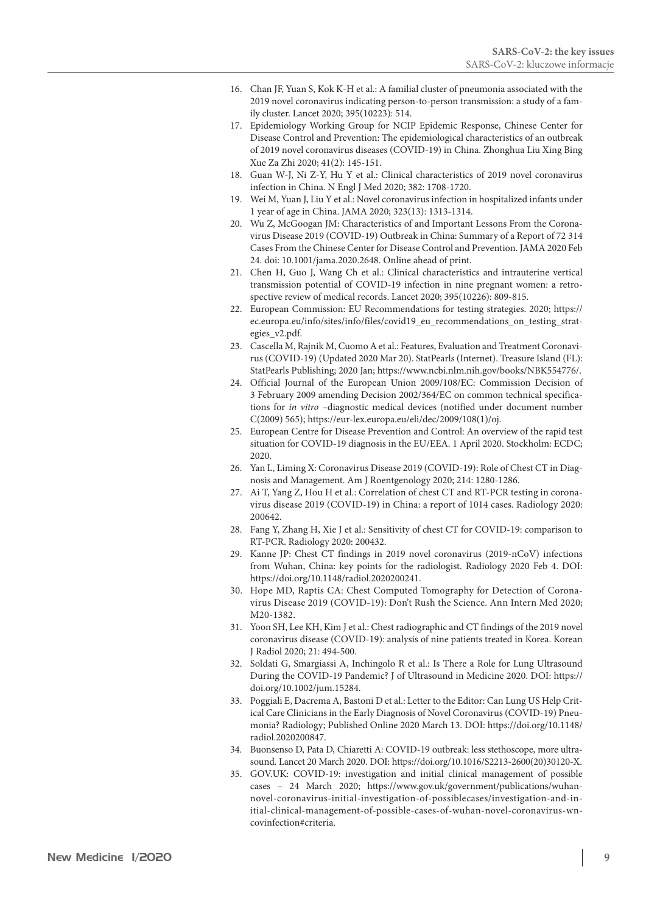16. Chan JF, Yuan S, Kok K-H et al.: A familial cluster of pneumonia associated with the 2019 novel coronavirus indicating person-to-person transmission: a study of a family cluster. Lancet 2020; 395(10223): 514.
17. Epidemiology Working Group for NCIP Epidemic Response, Chinese Center for Disease Control and Prevention: The epidemiological characteristics of an outbreak of 2019 novel coronavirus diseases (COVID-19) in China. Zhonghua Liu Xing Bing Xue Za Zhi 2020; 41(2): 145-151.
18. Guan W-J, Ni Z-Y, Hu Y et al.: Clinical characteristics of 2019 novel coronavirus infection in China. N Engl J Med 2020; 382: 1708-1720.
19. Wei M, Yuan J, Liu Y et al.: Novel coronavirus infection in hospitalized infants under 1 year of age in China. JAMA 2020; 323(13): 1313-1314.
20. Wu Z, McGoogan JM: Characteristics of and Important Lessons From the Coronavirus Disease 2019 (COVID-19) Outbreak in China: Summary of a Report of 72 314 Cases From the Chinese Center for Disease Control and Prevention. JAMA 2020 Feb 24. doi: 10.1001/jama.2020.2648. Online ahead of print.
21. Chen H, Guo J, Wang Ch et al.: Clinical characteristics and intrauterine vertical transmission potential of COVID-19 infection in nine pregnant women: a retrospective review of medical records. Lancet 2020; 395(10226): 809-815.
22. European Commission: EU Recommendations for testing strategies. 2020; https://ec.europa.eu/info/sites/info/files/covid19_eu_recommendations_on_testing_strategies_v2.pdf.
23. Cascella M, Rajnik M, Cuomo A et al.: Features, Evaluation and Treatment Coronavirus (COVID-19) (Updated 2020 Mar 20). StatPearls (Internet). Treasure Island (FL): StatPearls Publishing; 2020 Jan; https://www.ncbi.nlm.nih.gov/books/NBK554776/.
24. Official Journal of the European Union 2009/108/EC: Commission Decision of 3 February 2009 amending Decision 2002/364/EC on common technical specifications for *in vitro* –diagnostic medical devices (notified under document number C(2009) 565); https://eur-lex.europa.eu/eli/dec/2009/108(1)/oj.
25. European Centre for Disease Prevention and Control: An overview of the rapid test situation for COVID-19 diagnosis in the EU/EEA. 1 April 2020. Stockholm: ECDC; 2020.
26. Yan L, Liming X: Coronavirus Disease 2019 (COVID-19): Role of Chest CT in Diagnosis and Management. Am J Roentgenology 2020; 214: 1280-1286.
27. Ai T, Yang Z, Hou H et al.: Correlation of chest CT and RT-PCR testing in coronavirus disease 2019 (COVID-19) in China: a report of 1014 cases. Radiology 2020: 200642.
28. Fang Y, Zhang H, Xie J et al.: Sensitivity of chest CT for COVID-19: comparison to RT-PCR. Radiology 2020: 200432.
29. Kanne JP: Chest CT findings in 2019 novel coronavirus (2019-nCoV) infections from Wuhan, China: key points for the radiologist. Radiology 2020 Feb 4. DOI: https://doi.org/10.1148/radiol.2020200241.
30. Hope MD, Raptis CA: Chest Computed Tomography for Detection of Coronavirus Disease 2019 (COVID-19): Don't Rush the Science. Ann Intern Med 2020; M20-1382.
31. Yoon SH, Lee KH, Kim J et al.: Chest radiographic and CT findings of the 2019 novel coronavirus disease (COVID-19): analysis of nine patients treated in Korea. Korean J Radiol 2020; 21: 494-500.
32. Soldati G, Smargiassi A, Inchingolo R et al.: Is There a Role for Lung Ultrasound During the COVID-19 Pandemic? J of Ultrasound in Medicine 2020. DOI: https://doi.org/10.1002/jum.15284.
33. Poggiali E, Dacrema A, Bastoni D et al.: Letter to the Editor: Can Lung US Help Critical Care Clinicians in the Early Diagnosis of Novel Coronavirus (COVID-19) Pneumonia? Radiology; Published Online 2020 March 13. DOI: https://doi.org/10.1148/radiol.2020200847.
34. Buonsenso D, Pata D, Chiaretti A: COVID-19 outbreak: less stethoscope, more ultrasound. Lancet 20 March 2020. DOI: https://doi.org/10.1016/S2213-2600(20)30120-X.
35. GOV.UK: COVID-19: investigation and initial clinical management of possible cases – 24 March 2020; https://www.gov.uk/government/publications/wuhan-novel-coronavirus-initial-investigation-of-possiblecases/investigation-and-initial-clinical-management-of-possible-cases-of-wuhan-novel-coronavirus-wncovinfection#criteria.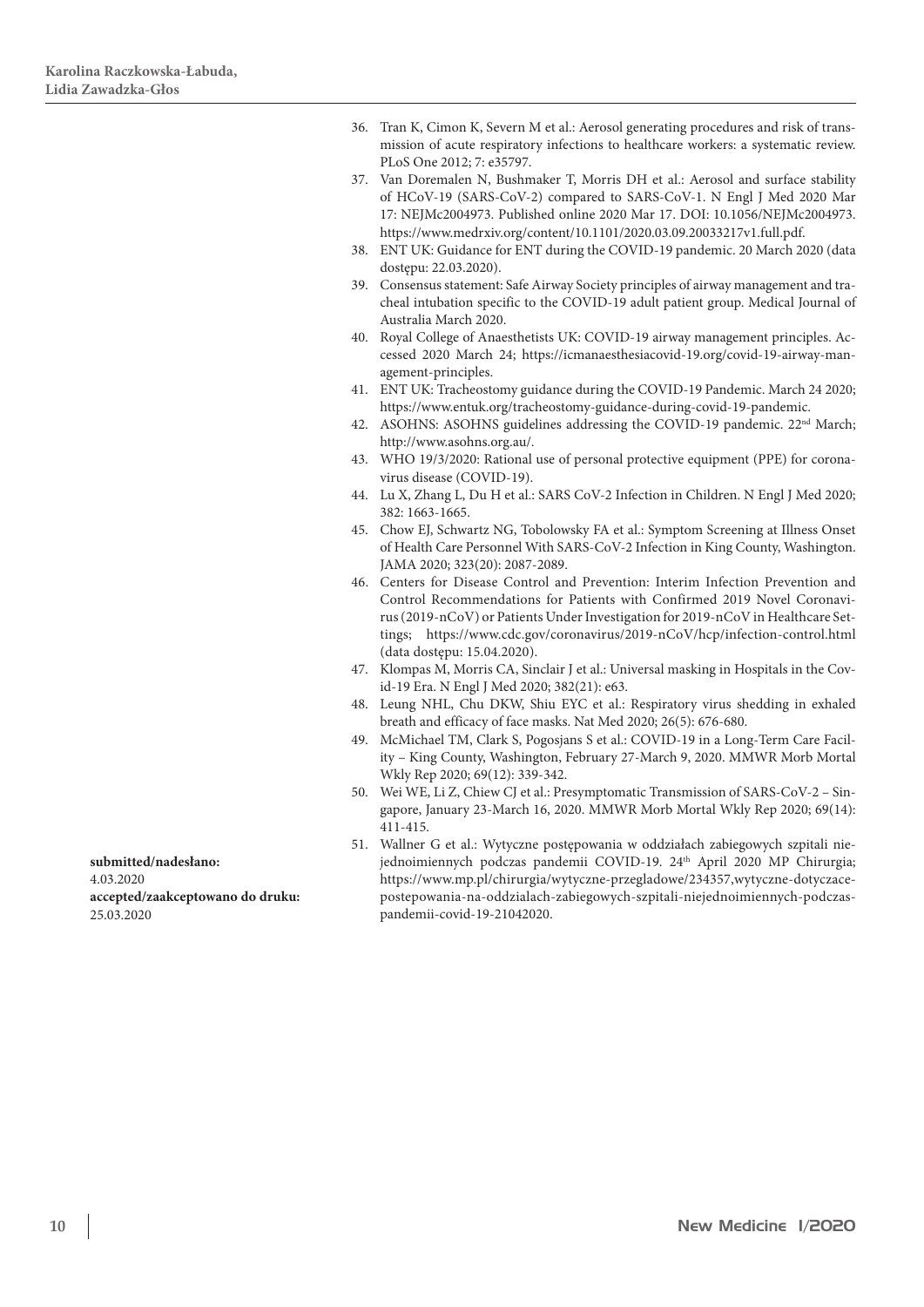36. Tran K, Cimon K, Severn M et al.: Aerosol generating procedures and risk of transmission of acute respiratory infections to healthcare workers: a systematic review. PLoS One 2012; 7: e35797.
37. Van Doremalen N, Bushmaker T, Morris DH et al.: Aerosol and surface stability of HCoV-19 (SARS-CoV-2) compared to SARS-CoV-1. N Engl J Med 2020 Mar 17: NEJMc2004973. Published online 2020 Mar 17. DOI: 10.1056/NEJMc2004973. https://www.medrxiv.org/content/10.1101/2020.03.09.20033217v1.full.pdf.
38. ENT UK: Guidance for ENT during the COVID-19 pandemic. 20 March 2020 (data dostępu: 22.03.2020).
39. Consensus statement: Safe Airway Society principles of airway management and tracheal intubation specific to the COVID-19 adult patient group. Medical Journal of Australia March 2020.
40. Royal College of Anaesthetists UK: COVID-19 airway management principles. Accessed 2020 March 24; https://icmanaesthesiacovid-19.org/covid-19-airway-management-principles.
41. ENT UK: Tracheostomy guidance during the COVID-19 Pandemic. March 24 2020; https://www.entuk.org/tracheostomy-guidance-during-covid-19-pandemic.
42. ASOHNS: ASOHNS guidelines addressing the COVID-19 pandemic. 22nd March; http://www.asohns.org.au/.
43. WHO 19/3/2020: Rational use of personal protective equipment (PPE) for coronavirus disease (COVID-19).
44. Lu X, Zhang L, Du H et al.: SARS CoV-2 Infection in Children. N Engl J Med 2020; 382: 1663-1665.
45. Chow EJ, Schwartz NG, Tobolowsky FA et al.: Symptom Screening at Illness Onset of Health Care Personnel With SARS-CoV-2 Infection in King County, Washington. JAMA 2020; 323(20): 2087-2089.
46. Centers for Disease Control and Prevention: Interim Infection Prevention and Control Recommendations for Patients with Confirmed 2019 Novel Coronavirus (2019-nCoV) or Patients Under Investigation for 2019-nCoV in Healthcare Settings; https://www.cdc.gov/coronavirus/2019-nCoV/hcp/infection-control.html (data dostępu: 15.04.2020).
47. Klompas M, Morris CA, Sinclair J et al.: Universal masking in Hospitals in the Covid-19 Era. N Engl J Med 2020; 382(21): e63.
48. Leung NHL, Chu DKW, Shiu EYC et al.: Respiratory virus shedding in exhaled breath and efficacy of face masks. Nat Med 2020; 26(5): 676-680.
49. McMichael TM, Clark S, Pogosjans S et al.: COVID-19 in a Long-Term Care Facility – King County, Washington, February 27-March 9, 2020. MMWR Morb Mortal Wkly Rep 2020; 69(12): 339-342.
50. Wei WE, Li Z, Chiew CJ et al.: Presymptomatic Transmission of SARS-CoV-2 – Singapore, January 23-March 16, 2020. MMWR Morb Mortal Wkly Rep 2020; 69(14): 411-415.
51. Wallner G et al.: Wytyczne postępowania w oddziałach zabiegowych szpitali niejednoimiennych podczas pandemii COVID-19. 24th April 2020 MP Chirurgia; https://www.mp.pl/chirurgia/wytyczne-przegladowe/234357,wytyczne-dotyczace-postepowania-na-oddzialach-zabiegowych-szpitali-niejednoimiennych-podczas-pandemii-covid-19-21042020.

**submitted/nadesłano:**
4.03.2020
**accepted/zaakceptowano do druku:**
25.03.2020